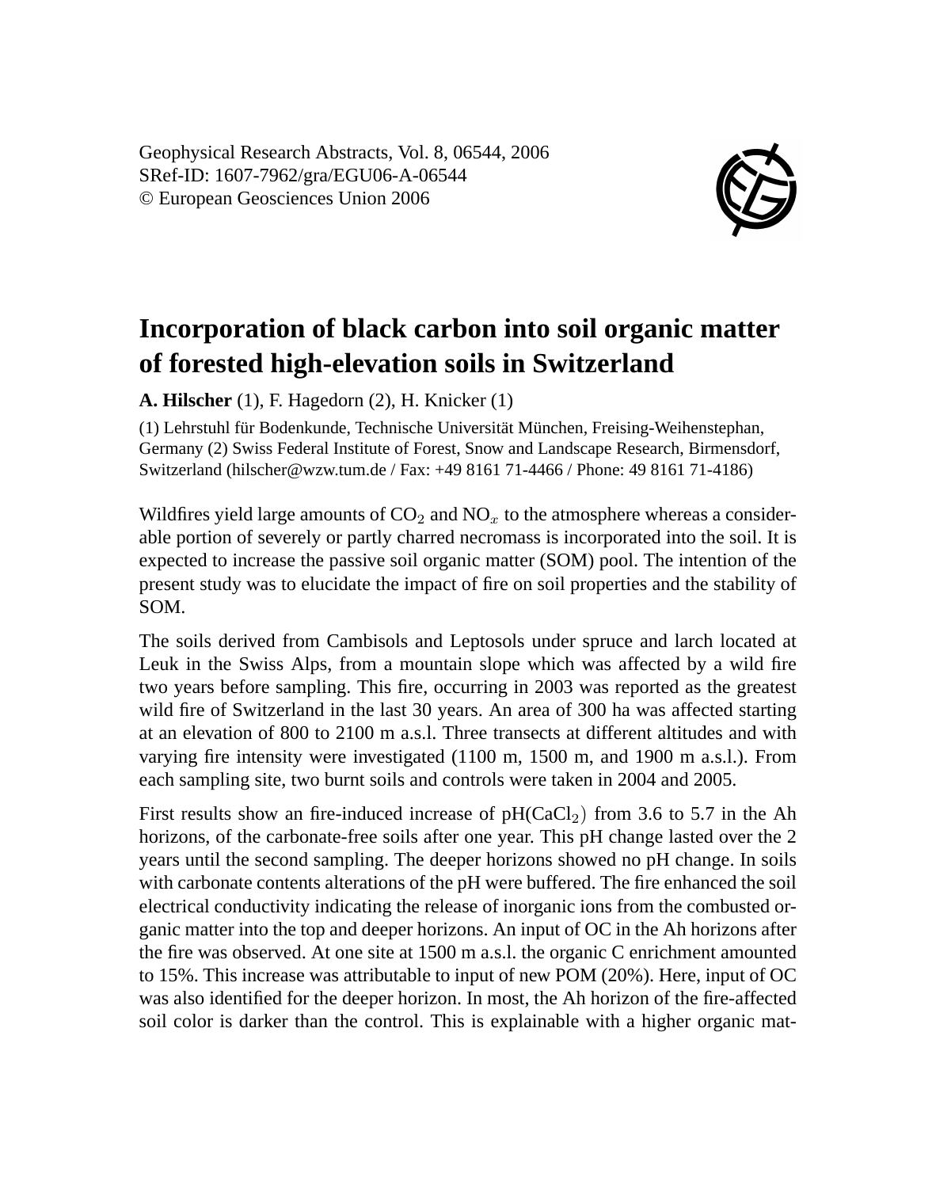Geophysical Research Abstracts, Vol. 8, 06544, 2006
SRef-ID: 1607-7962/gra/EGU06-A-06544
© European Geosciences Union 2006

# Incorporation of black carbon into soil organic matter of forested high-elevation soils in Switzerland

**A. Hilscher** (1), F. Hagedorn (2), H. Knicker (1)

(1) Lehrstuhl für Bodenkunde, Technische Universität München, Freising-Weihenstephan, Germany (2) Swiss Federal Institute of Forest, Snow and Landscape Research, Birmensdorf, Switzerland (hilscher@wzw.tum.de / Fax: +49 8161 71-4466 / Phone: 49 8161 71-4186)

Wildfires yield large amounts of $CO_2$ and $NO_x$ to the atmosphere whereas a considerable portion of severely or partly charred necromass is incorporated into the soil. It is expected to increase the passive soil organic matter (SOM) pool. The intention of the present study was to elucidate the impact of fire on soil properties and the stability of SOM.

The soils derived from Cambisols and Leptosols under spruce and larch located at Leuk in the Swiss Alps, from a mountain slope which was affected by a wild fire two years before sampling. This fire, occurring in 2003 was reported as the greatest wild fire of Switzerland in the last 30 years. An area of 300 ha was affected starting at an elevation of 800 to 2100 m a.s.l. Three transects at different altitudes and with varying fire intensity were investigated (1100 m, 1500 m, and 1900 m a.s.l.). From each sampling site, two burnt soils and controls were taken in 2004 and 2005.

First results show an fire-induced increase of pH($CaCl_2$) from 3.6 to 5.7 in the Ah horizons, of the carbonate-free soils after one year. This pH change lasted over the 2 years until the second sampling. The deeper horizons showed no pH change. In soils with carbonate contents alterations of the pH were buffered. The fire enhanced the soil electrical conductivity indicating the release of inorganic ions from the combusted organic matter into the top and deeper horizons. An input of OC in the Ah horizons after the fire was observed. At one site at 1500 m a.s.l. the organic C enrichment amounted to 15%. This increase was attributable to input of new POM (20%). Here, input of OC was also identified for the deeper horizon. In most, the Ah horizon of the fire-affected soil color is darker than the control. This is explainable with a higher organic mat-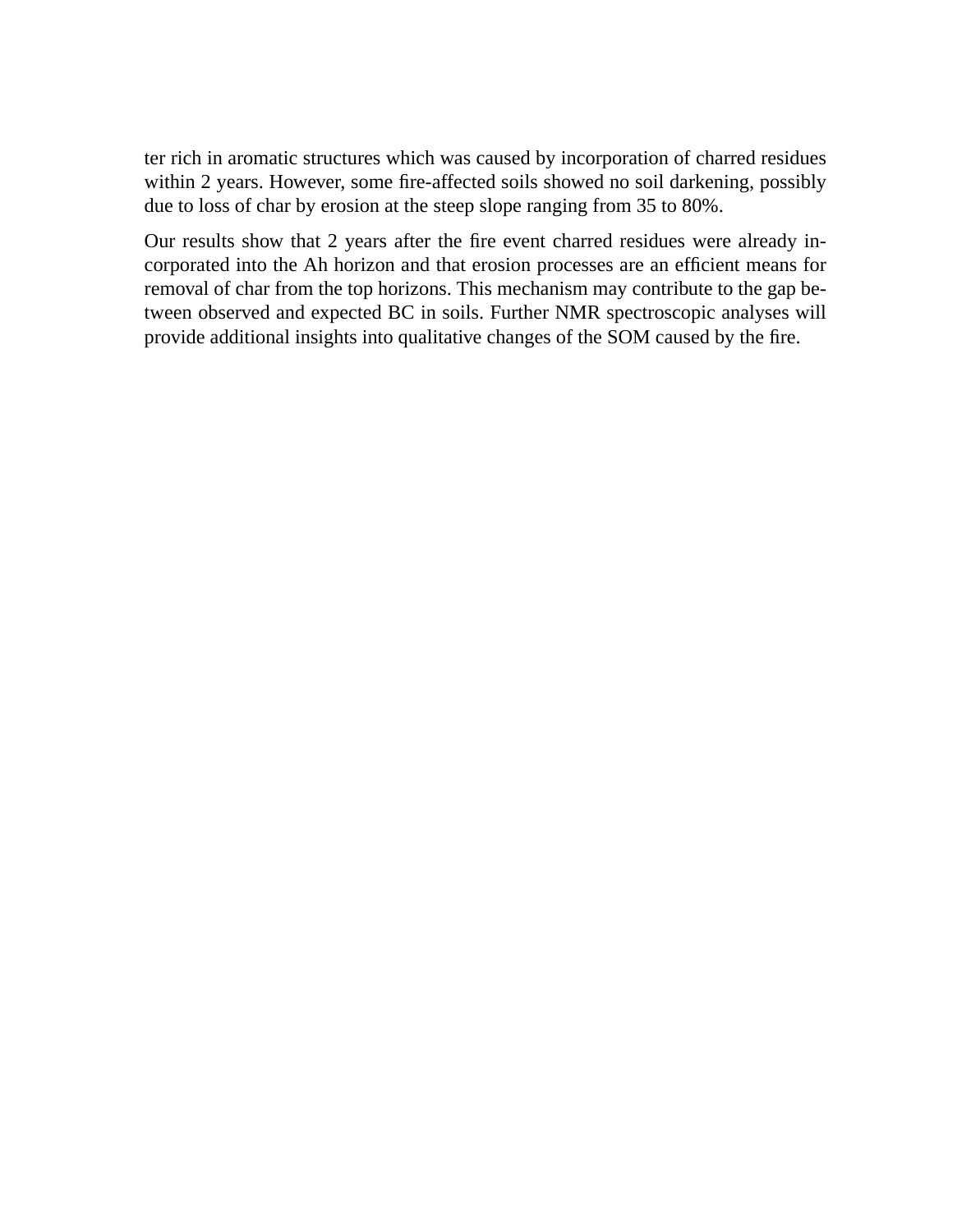ter rich in aromatic structures which was caused by incorporation of charred residues within 2 years. However, some fire-affected soils showed no soil darkening, possibly due to loss of char by erosion at the steep slope ranging from 35 to 80%.

Our results show that 2 years after the fire event charred residues were already incorporated into the Ah horizon and that erosion processes are an efficient means for removal of char from the top horizons. This mechanism may contribute to the gap between observed and expected BC in soils. Further NMR spectroscopic analyses will provide additional insights into qualitative changes of the SOM caused by the fire.